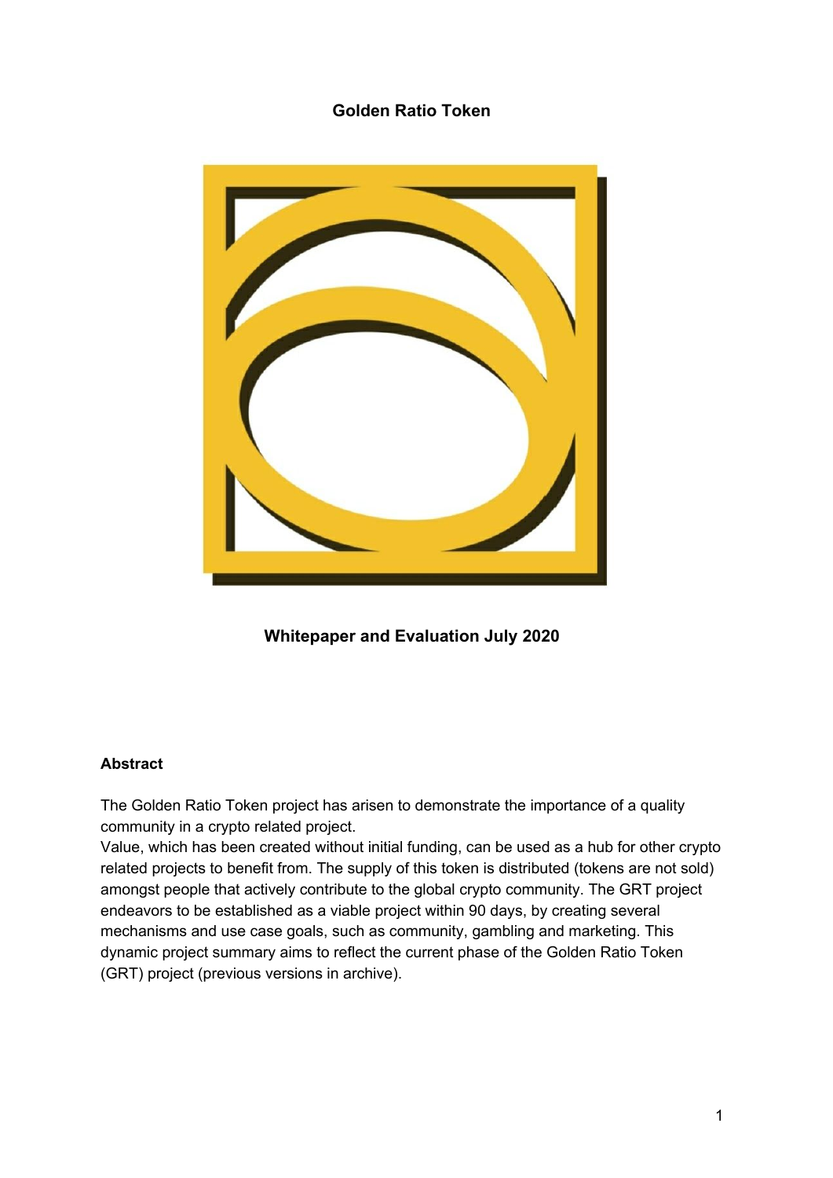# Golden Ratio Token

**Whitepaper and Evaluation July 2020**

## Abstract

The Golden Ratio Token project has arisen to demonstrate the importance of a quality community in a crypto related project.

Value, which has been created without initial funding, can be used as a hub for other crypto related projects to benefit from. The supply of this token is distributed (tokens are not sold) amongst people that actively contribute to the global crypto community. The GRT project endeavors to be established as a viable project within 90 days, by creating several mechanisms and use case goals, such as community, gambling and marketing. This dynamic project summary aims to reflect the current phase of the Golden Ratio Token (GRT) project (previous versions in archive).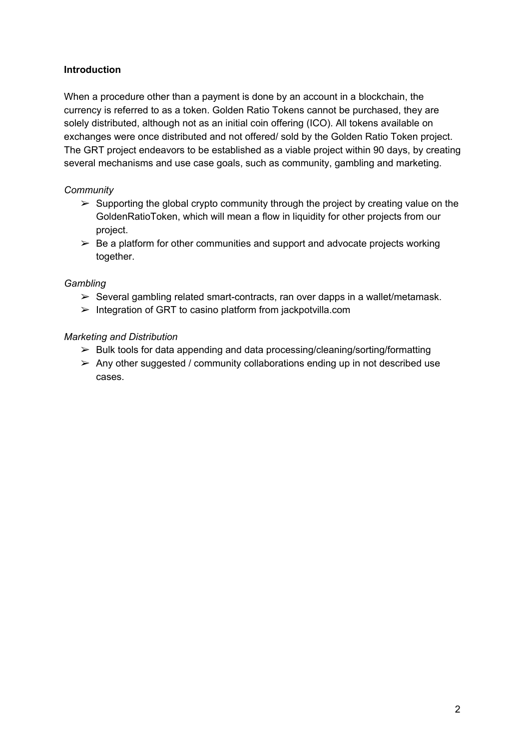**Introduction**

When a procedure other than a payment is done by an account in a blockchain, the currency is referred to as a token. Golden Ratio Tokens cannot be purchased, they are solely distributed, although not as an initial coin offering (ICO). All tokens available on exchanges were once distributed and not offered/ sold by the Golden Ratio Token project. The GRT project endeavors to be established as a viable project within 90 days, by creating several mechanisms and use case goals, such as community, gambling and marketing.

*Community*

- ➢ Supporting the global crypto community through the project by creating value on the GoldenRatioToken, which will mean a flow in liquidity for other projects from our project.
- ➢ Be a platform for other communities and support and advocate projects working together.

*Gambling*

- ➢ Several gambling related smart-contracts, ran over dapps in a wallet/metamask.
- ➢ Integration of GRT to casino platform from jackpotvilla.com

*Marketing and Distribution*

- ➢ Bulk tools for data appending and data processing/cleaning/sorting/formatting
- ➢ Any other suggested / community collaborations ending up in not described use cases.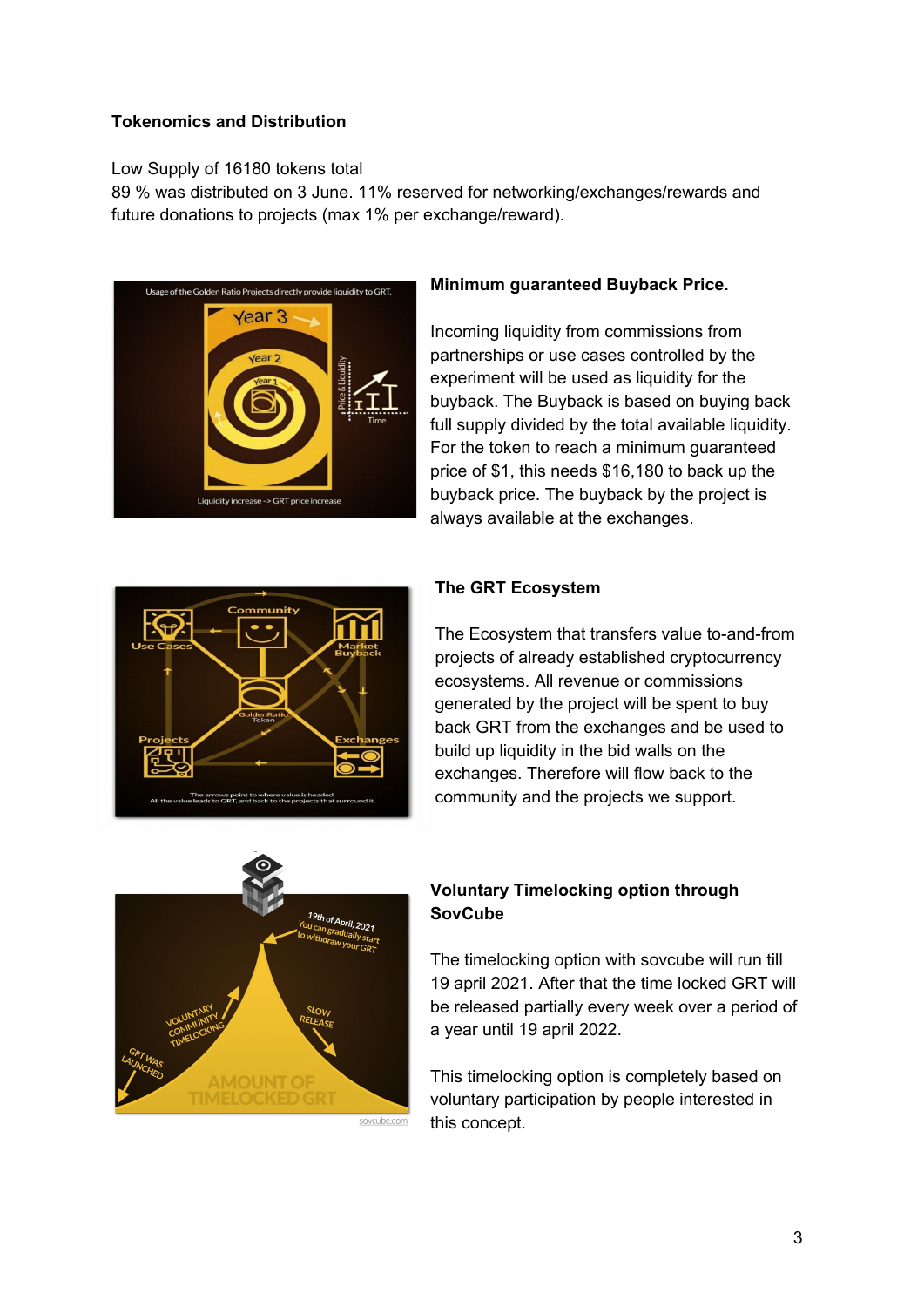**Tokenomics and Distribution**

Low Supply of 16180 tokens total
89 % was distributed on 3 June. 11% reserved for networking/exchanges/rewards and future donations to projects (max 1% per exchange/reward).

**Minimum guaranteed Buyback Price.**

Incoming liquidity from commissions from partnerships or use cases controlled by the experiment will be used as liquidity for the buyback. The Buyback is based on buying back full supply divided by the total available liquidity. For the token to reach a minimum guaranteed price of $1, this needs $16,180 to back up the buyback price. The buyback by the project is always available at the exchanges.

**The GRT Ecosystem**

The Ecosystem that transfers value to-and-from projects of already established cryptocurrency ecosystems. All revenue or commissions generated by the project will be spent to buy back GRT from the exchanges and be used to build up liquidity in the bid walls on the exchanges. Therefore will flow back to the community and the projects we support.

**Voluntary Timelocking option through SovCube**

The timelocking option with sovcube will run till 19 april 2021. After that the time locked GRT will be released partially every week over a period of a year until 19 april 2022.

This timelocking option is completely based on voluntary participation by people interested in this concept.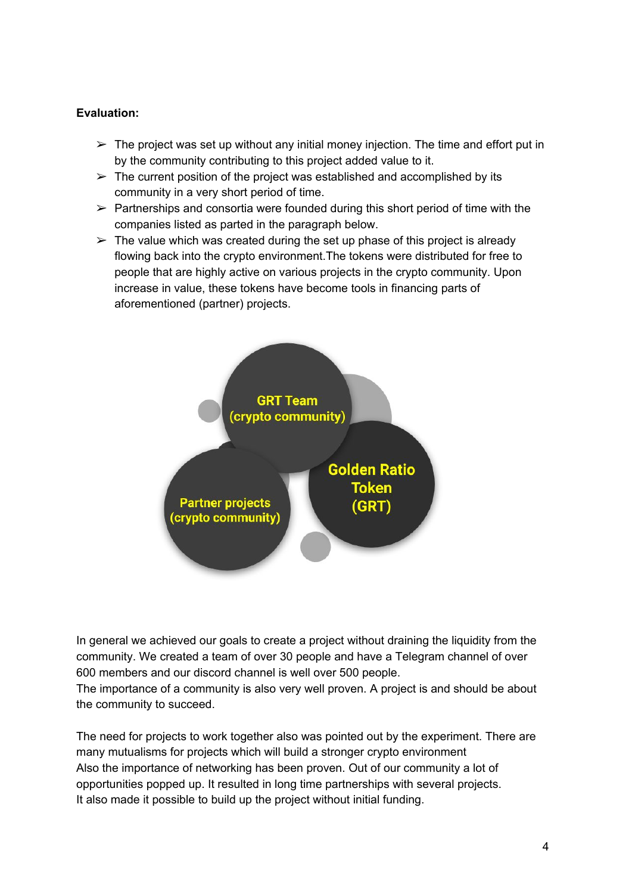**Evaluation:**

- The project was set up without any initial money injection. The time and effort put in by the community contributing to this project added value to it.
- The current position of the project was established and accomplished by its community in a very short period of time.
- Partnerships and consortia were founded during this short period of time with the companies listed as parted in the paragraph below.
- The value which was created during the set up phase of this project is already flowing back into the crypto environment.The tokens were distributed for free to people that are highly active on various projects in the crypto community. Upon increase in value, these tokens have become tools in financing parts of aforementioned (partner) projects.

GRT Team (crypto community)

Golden Ratio Token (GRT)

Partner projects (crypto community)

In general we achieved our goals to create a project without draining the liquidity from the community. We created a team of over 30 people and have a Telegram channel of over 600 members and our discord channel is well over 500 people.
The importance of a community is also very well proven. A project is and should be about the community to succeed.

The need for projects to work together also was pointed out by the experiment. There are many mutualisms for projects which will build a stronger crypto environment
Also the importance of networking has been proven. Out of our community a lot of opportunities popped up. It resulted in long time partnerships with several projects.
It also made it possible to build up the project without initial funding.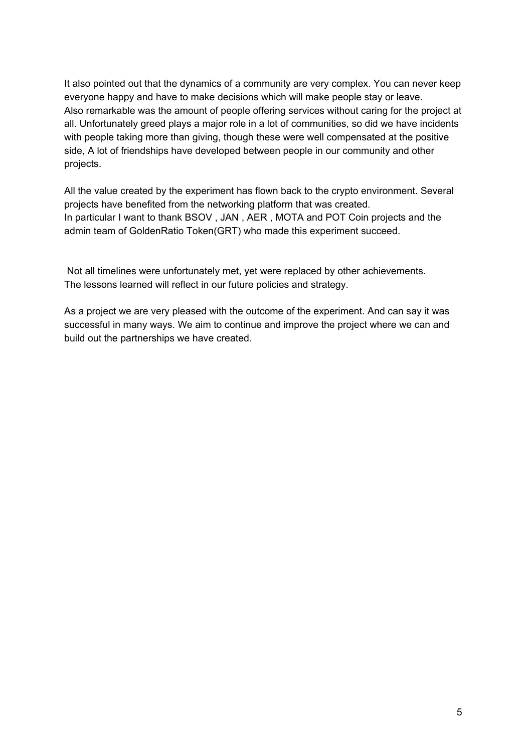It also pointed out that the dynamics of a community are very complex. You can never keep everyone happy and have to make decisions which will make people stay or leave.
Also remarkable was the amount of people offering services without caring for the project at all. Unfortunately greed plays a major role in a lot of communities, so did we have incidents with people taking more than giving, though these were well compensated at the positive side, A lot of friendships have developed between people in our community and other projects.

All the value created by the experiment has flown back to the crypto environment. Several projects have benefited from the networking platform that was created.
In particular I want to thank BSOV , JAN , AER , MOTA and POT Coin projects and the admin team of GoldenRatio Token(GRT) who made this experiment succeed.

Not all timelines were unfortunately met, yet were replaced by other achievements.
The lessons learned will reflect in our future policies and strategy.

As a project we are very pleased with the outcome of the experiment. And can say it was successful in many ways. We aim to continue and improve the project where we can and build out the partnerships we have created.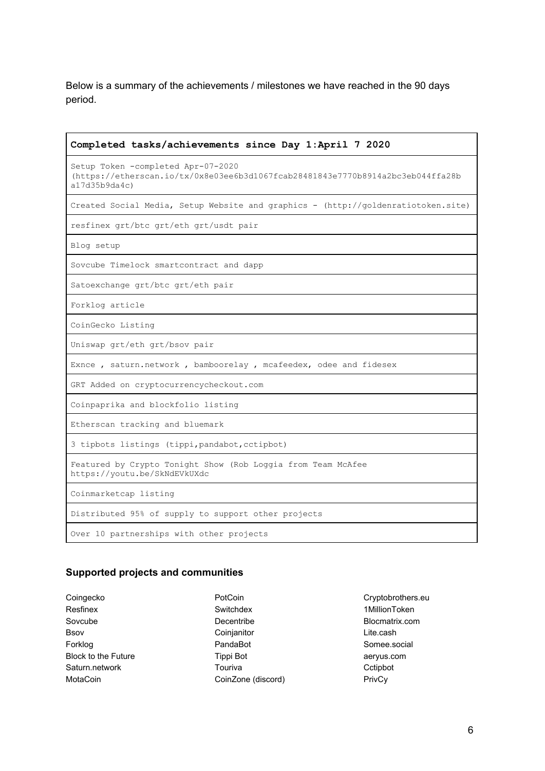Below is a summary of the achievements / milestones we have reached in the 90 days period.

| **Completed tasks/achievements since Day 1:April 7 2020** |
| --- |
| Setup Token -completed Apr-07-2020 (https://etherscan.io/tx/0x8e03ee6b3d1067fcab28481843e7770b8914a2bc3eb044ffa28ba17d35b9da4c) |
| Created Social Media, Setup Website and graphics - (http://goldenratiotoken.site) |
| resfinex grt/btc grt/eth grt/usdt pair |
| Blog setup |
| Sovcube Timelock smartcontract and dapp |
| Satoexchange grt/btc grt/eth pair |
| Forklog article |
| CoinGecko Listing |
| Uniswap grt/eth grt/bsov pair |
| Exnce , saturn.network , bamboorelay , mcafeedex, odee and fidesex |
| GRT Added on cryptocurrencycheckout.com |
| Coinpaprika and blockfolio listing |
| Etherscan tracking and bluemark |
| 3 tipbots listings (tippi,pandabot,cctipbot) |
| Featured by Crypto Tonight Show (Rob Loggia from Team McAfee https://youtu.be/SkNdEVkUXdc |
| Coinmarketcap listing |
| Distributed 95% of supply to support other projects |
| Over 10 partnerships with other projects |

### Supported projects and communities

- Coingecko
- Resfinex
- Sovcube
- Bsov
- Forklog
- Block to the Future
- Saturn.network
- MotaCoin
- PotCoin
- Switchdex
- Decentribe
- Coinjanitor
- PandaBot
- Tippi Bot
- Touriva
- CoinZone (discord)
- Cryptobrothers.eu
- 1MillionToken
- Blocmatrix.com
- Lite.cash
- Somee.social
- aeryus.com
- Cctipbot
- PrivCy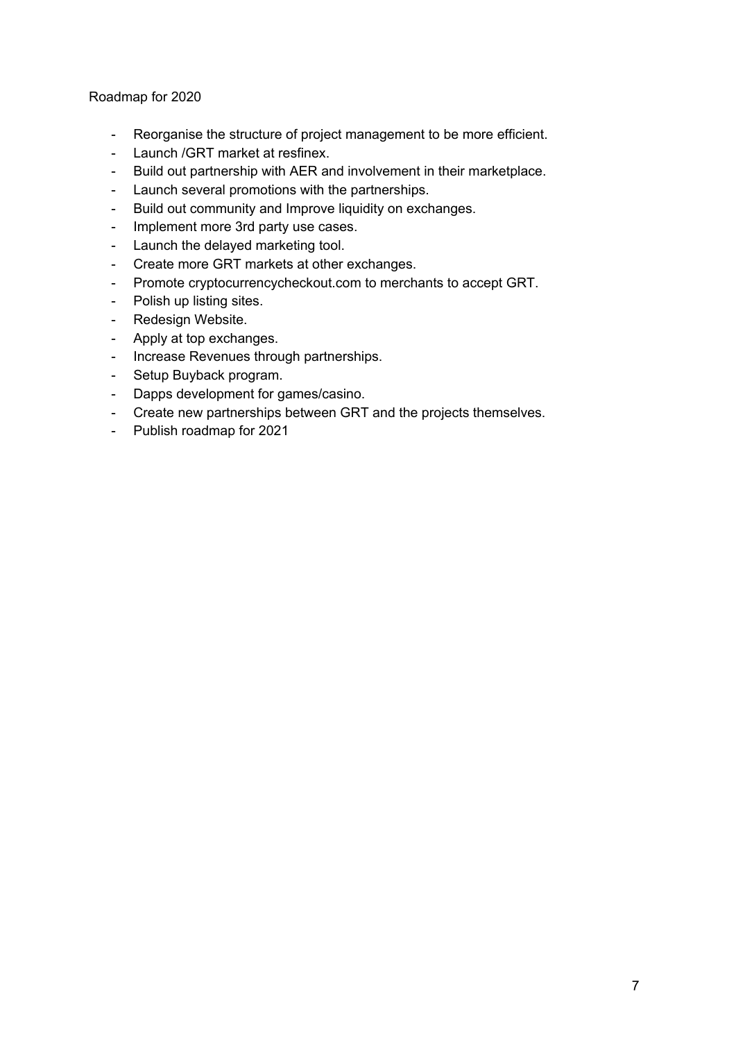Roadmap for 2020

- Reorganise the structure of project management to be more efficient.
- Launch /GRT market at resfinex.
- Build out partnership with AER and involvement in their marketplace.
- Launch several promotions with the partnerships.
- Build out community and Improve liquidity on exchanges.
- Implement more 3rd party use cases.
- Launch the delayed marketing tool.
- Create more GRT markets at other exchanges.
- Promote cryptocurrencycheckout.com to merchants to accept GRT.
- Polish up listing sites.
- Redesign Website.
- Apply at top exchanges.
- Increase Revenues through partnerships.
- Setup Buyback program.
- Dapps development for games/casino.
- Create new partnerships between GRT and the projects themselves.
- Publish roadmap for 2021